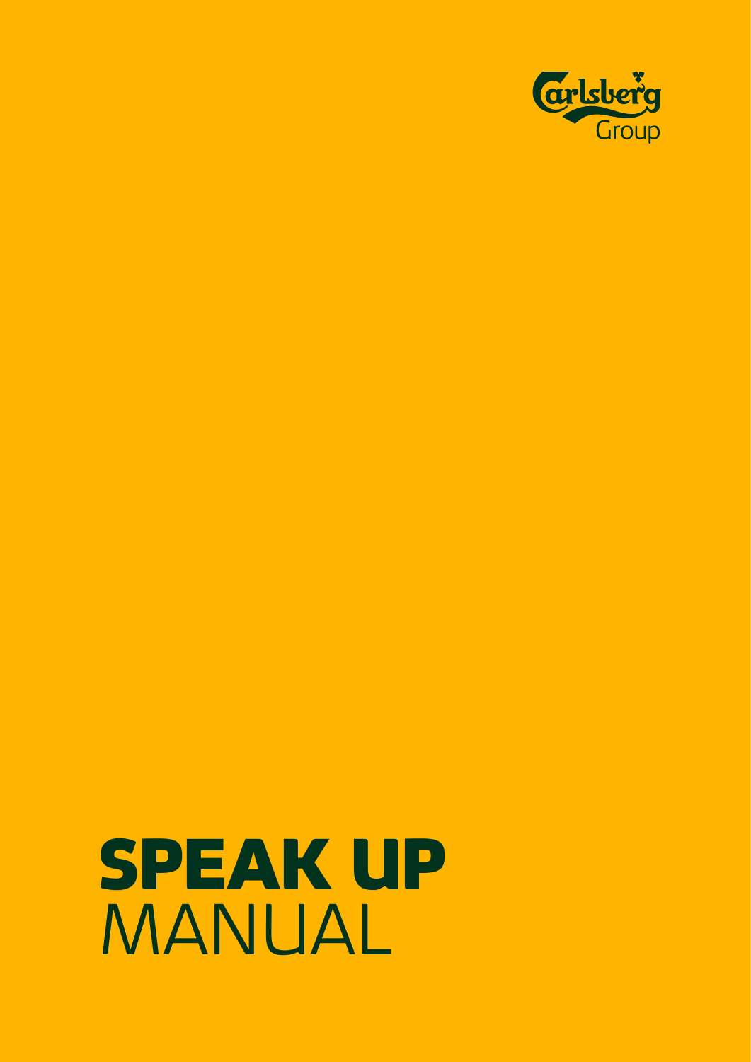Carlsberg Group

# SPEAK UP MANUAL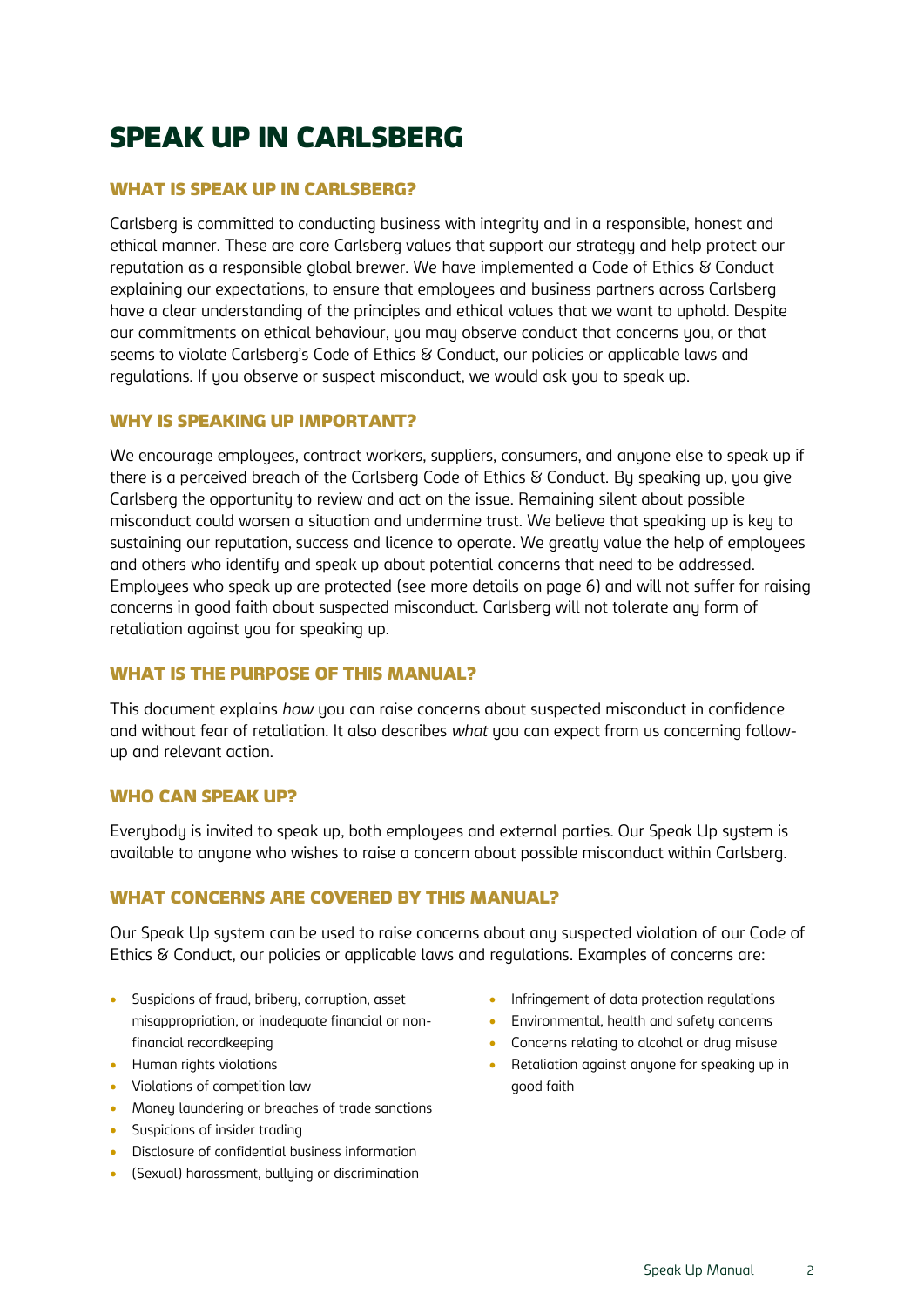# SPEAK UP IN CARLSBERG

## WHAT IS SPEAK UP IN CARLSBERG?

Carlsberg is committed to conducting business with integrity and in a responsible, honest and ethical manner. These are core Carlsberg values that support our strategy and help protect our reputation as a responsible global brewer. We have implemented a Code of Ethics & Conduct explaining our expectations, to ensure that employees and business partners across Carlsberg have a clear understanding of the principles and ethical values that we want to uphold. Despite our commitments on ethical behaviour, you may observe conduct that concerns you, or that seems to violate Carlsberg's Code of Ethics & Conduct, our policies or applicable laws and regulations. If you observe or suspect misconduct, we would ask you to speak up.

## WHY IS SPEAKING UP IMPORTANT?

We encourage employees, contract workers, suppliers, consumers, and anyone else to speak up if there is a perceived breach of the Carlsberg Code of Ethics & Conduct. By speaking up, you give Carlsberg the opportunity to review and act on the issue. Remaining silent about possible misconduct could worsen a situation and undermine trust. We believe that speaking up is key to sustaining our reputation, success and licence to operate. We greatly value the help of employees and others who identify and speak up about potential concerns that need to be addressed. Employees who speak up are protected (see more details on page 6) and will not suffer for raising concerns in good faith about suspected misconduct. Carlsberg will not tolerate any form of retaliation against you for speaking up.

## WHAT IS THE PURPOSE OF THIS MANUAL?

This document explains *how* you can raise concerns about suspected misconduct in confidence and without fear of retaliation. It also describes *what* you can expect from us concerning follow-up and relevant action.

## WHO CAN SPEAK UP?

Everybody is invited to speak up, both employees and external parties. Our Speak Up system is available to anyone who wishes to raise a concern about possible misconduct within Carlsberg.

## WHAT CONCERNS ARE COVERED BY THIS MANUAL?

Our Speak Up system can be used to raise concerns about any suspected violation of our Code of Ethics & Conduct, our policies or applicable laws and regulations. Examples of concerns are:

- Suspicions of fraud, bribery, corruption, asset misappropriation, or inadequate financial or non-financial recordkeeping
- Human rights violations
- Violations of competition law
- Money laundering or breaches of trade sanctions
- Suspicions of insider trading
- Disclosure of confidential business information
- (Sexual) harassment, bullying or discrimination
- Infringement of data protection regulations
- Environmental, health and safety concerns
- Concerns relating to alcohol or drug misuse
- Retaliation against anyone for speaking up in good faith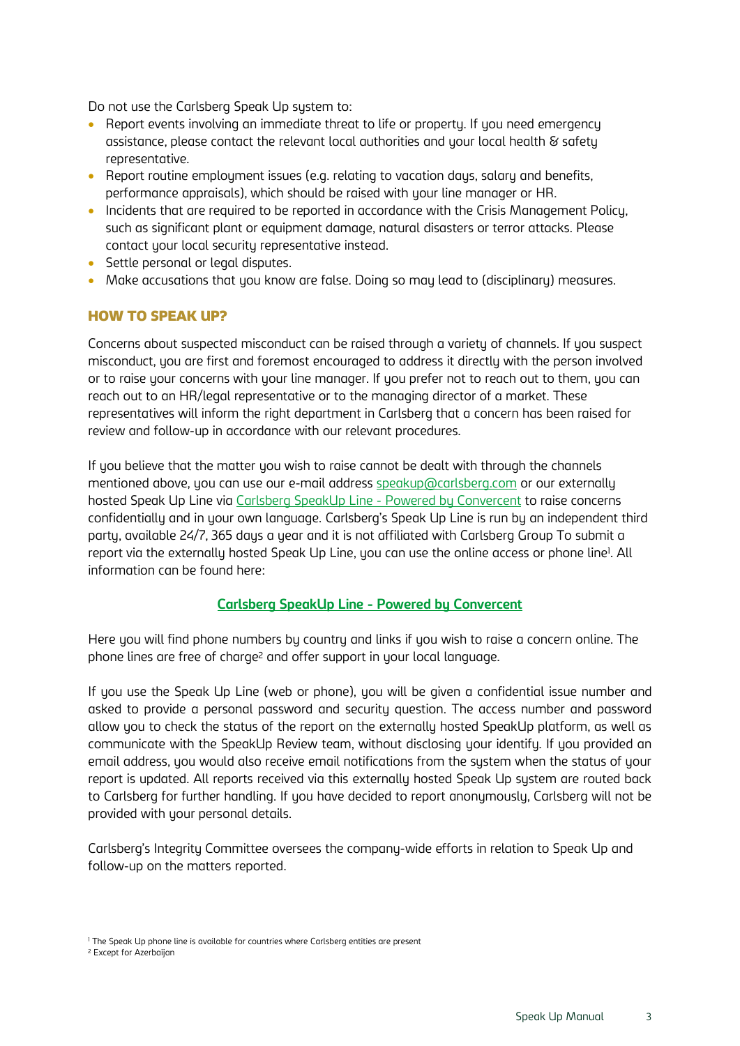Do not use the Carlsberg Speak Up system to:

- Report events involving an immediate threat to life or property. If you need emergency assistance, please contact the relevant local authorities and your local health & safety representative.
- Report routine employment issues (e.g. relating to vacation days, salary and benefits, performance appraisals), which should be raised with your line manager or HR.
- Incidents that are required to be reported in accordance with the Crisis Management Policy, such as significant plant or equipment damage, natural disasters or terror attacks. Please contact your local security representative instead.
- Settle personal or legal disputes.
- Make accusations that you know are false. Doing so may lead to (disciplinary) measures.

## HOW TO SPEAK UP?

Concerns about suspected misconduct can be raised through a variety of channels. If you suspect misconduct, you are first and foremost encouraged to address it directly with the person involved or to raise your concerns with your line manager. If you prefer not to reach out to them, you can reach out to an HR/legal representative or to the managing director of a market. These representatives will inform the right department in Carlsberg that a concern has been raised for review and follow-up in accordance with our relevant procedures.

If you believe that the matter you wish to raise cannot be dealt with through the channels mentioned above, you can use our e-mail address speakup@carlsberg.com or our externally hosted Speak Up Line via Carlsberg SpeakUp Line - Powered by Convercent to raise concerns confidentially and in your own language. Carlsberg's Speak Up Line is run by an independent third party, available 24/7, 365 days a year and it is not affiliated with Carlsberg Group To submit a report via the externally hosted Speak Up Line, you can use the online access or phone line[1]. All information can be found here:

**Carlsberg SpeakUp Line - Powered by Convercent**

Here you will find phone numbers by country and links if you wish to raise a concern online. The phone lines are free of charge[2] and offer support in your local language.

If you use the Speak Up Line (web or phone), you will be given a confidential issue number and asked to provide a personal password and security question. The access number and password allow you to check the status of the report on the externally hosted SpeakUp platform, as well as communicate with the SpeakUp Review team, without disclosing your identify. If you provided an email address, you would also receive email notifications from the system when the status of your report is updated. All reports received via this externally hosted Speak Up system are routed back to Carlsberg for further handling. If you have decided to report anonymously, Carlsberg will not be provided with your personal details.

Carlsberg's Integrity Committee oversees the company-wide efforts in relation to Speak Up and follow-up on the matters reported.

[1] The Speak Up phone line is available for countries where Carlsberg entities are present

[2] Except for Azerbaijan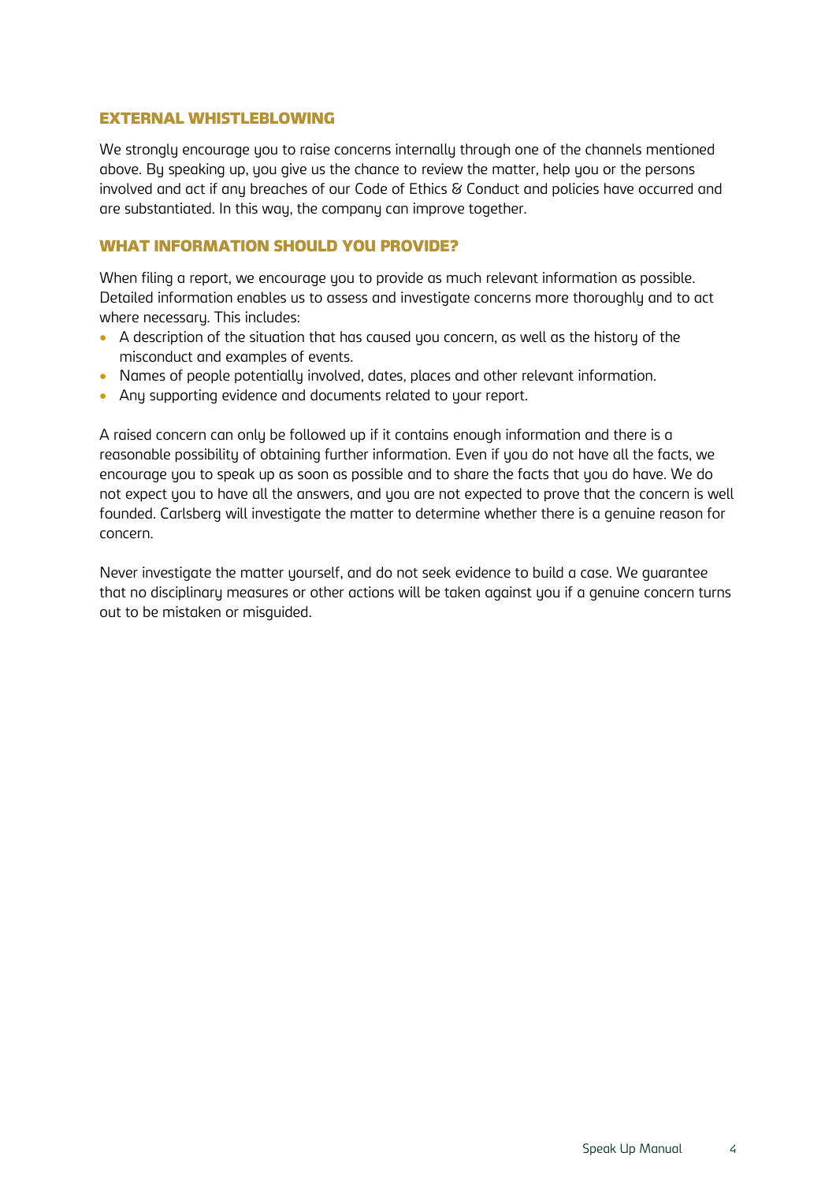## EXTERNAL WHISTLEBLOWING

We strongly encourage you to raise concerns internally through one of the channels mentioned above. By speaking up, you give us the chance to review the matter, help you or the persons involved and act if any breaches of our Code of Ethics & Conduct and policies have occurred and are substantiated. In this way, the company can improve together.

## WHAT INFORMATION SHOULD YOU PROVIDE?

When filing a report, we encourage you to provide as much relevant information as possible. Detailed information enables us to assess and investigate concerns more thoroughly and to act where necessary. This includes:

- A description of the situation that has caused you concern, as well as the history of the misconduct and examples of events.
- Names of people potentially involved, dates, places and other relevant information.
- Any supporting evidence and documents related to your report.

A raised concern can only be followed up if it contains enough information and there is a reasonable possibility of obtaining further information. Even if you do not have all the facts, we encourage you to speak up as soon as possible and to share the facts that you do have. We do not expect you to have all the answers, and you are not expected to prove that the concern is well founded. Carlsberg will investigate the matter to determine whether there is a genuine reason for concern.

Never investigate the matter yourself, and do not seek evidence to build a case. We guarantee that no disciplinary measures or other actions will be taken against you if a genuine concern turns out to be mistaken or misguided.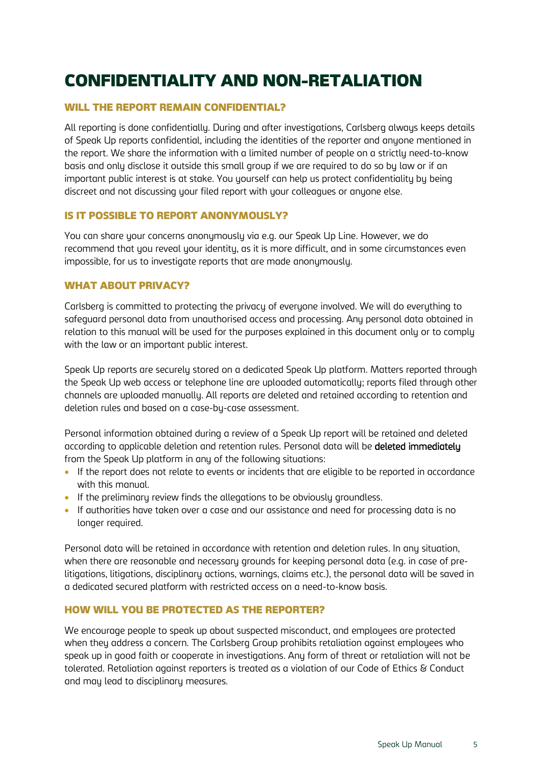# CONFIDENTIALITY AND NON-RETALIATION

### WILL THE REPORT REMAIN CONFIDENTIAL?

All reporting is done confidentially. During and after investigations, Carlsberg always keeps details of Speak Up reports confidential, including the identities of the reporter and anyone mentioned in the report. We share the information with a limited number of people on a strictly need-to-know basis and only disclose it outside this small group if we are required to do so by law or if an important public interest is at stake. You yourself can help us protect confidentiality by being discreet and not discussing your filed report with your colleagues or anyone else.

### IS IT POSSIBLE TO REPORT ANONYMOUSLY?

You can share your concerns anonymously via e.g. our Speak Up Line. However, we do recommend that you reveal your identity, as it is more difficult, and in some circumstances even impossible, for us to investigate reports that are made anonymously.

### WHAT ABOUT PRIVACY?

Carlsberg is committed to protecting the privacy of everyone involved. We will do everything to safeguard personal data from unauthorised access and processing. Any personal data obtained in relation to this manual will be used for the purposes explained in this document only or to comply with the law or an important public interest.

Speak Up reports are securely stored on a dedicated Speak Up platform. Matters reported through the Speak Up web access or telephone line are uploaded automatically; reports filed through other channels are uploaded manually. All reports are deleted and retained according to retention and deletion rules and based on a case-by-case assessment.

Personal information obtained during a review of a Speak Up report will be retained and deleted according to applicable deletion and retention rules. Personal data will be **deleted immediately** from the Speak Up platform in any of the following situations:

- If the report does not relate to events or incidents that are eligible to be reported in accordance with this manual.
- If the preliminary review finds the allegations to be obviously groundless.
- If authorities have taken over a case and our assistance and need for processing data is no longer required.

Personal data will be retained in accordance with retention and deletion rules. In any situation, when there are reasonable and necessary grounds for keeping personal data (e.g. in case of pre-litigations, litigations, disciplinary actions, warnings, claims etc.), the personal data will be saved in a dedicated secured platform with restricted access on a need-to-know basis.

### HOW WILL YOU BE PROTECTED AS THE REPORTER?

We encourage people to speak up about suspected misconduct, and employees are protected when they address a concern. The Carlsberg Group prohibits retaliation against employees who speak up in good faith or cooperate in investigations. Any form of threat or retaliation will not be tolerated. Retaliation against reporters is treated as a violation of our Code of Ethics & Conduct and may lead to disciplinary measures.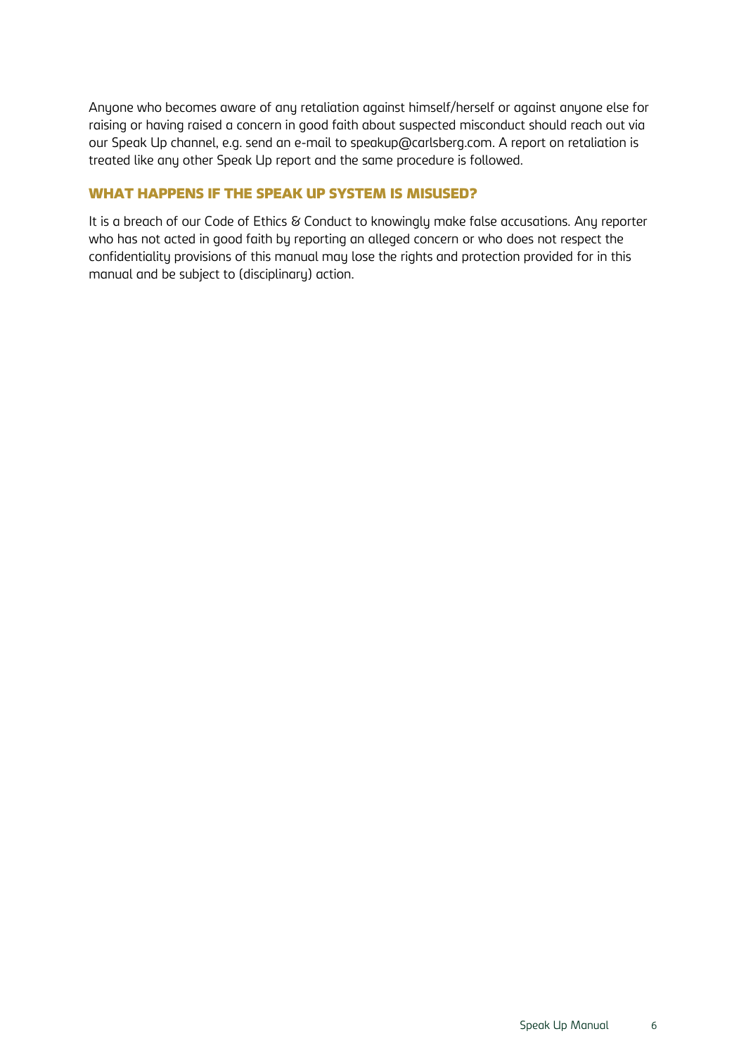Anyone who becomes aware of any retaliation against himself/herself or against anyone else for raising or having raised a concern in good faith about suspected misconduct should reach out via our Speak Up channel, e.g. send an e-mail to speakup@carlsberg.com. A report on retaliation is treated like any other Speak Up report and the same procedure is followed.

## WHAT HAPPENS IF THE SPEAK UP SYSTEM IS MISUSED?

It is a breach of our Code of Ethics & Conduct to knowingly make false accusations. Any reporter who has not acted in good faith by reporting an alleged concern or who does not respect the confidentiality provisions of this manual may lose the rights and protection provided for in this manual and be subject to (disciplinary) action.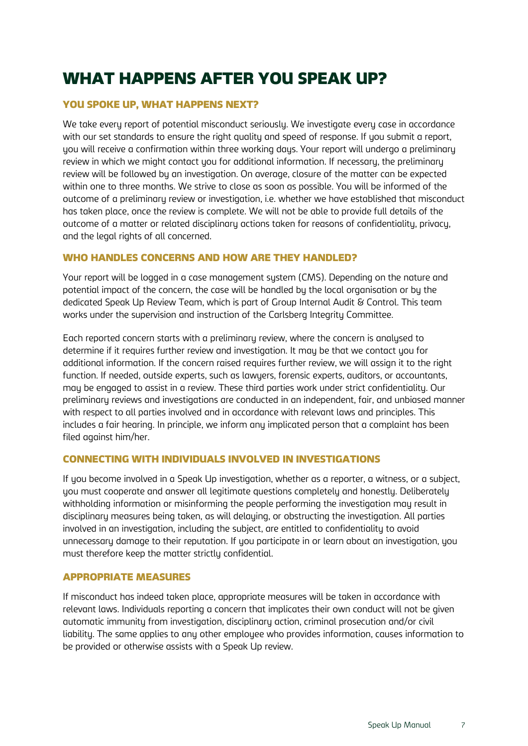# WHAT HAPPENS AFTER YOU SPEAK UP?

## YOU SPOKE UP, WHAT HAPPENS NEXT?

We take every report of potential misconduct seriously. We investigate every case in accordance with our set standards to ensure the right quality and speed of response. If you submit a report, you will receive a confirmation within three working days. Your report will undergo a preliminary review in which we might contact you for additional information. If necessary, the preliminary review will be followed by an investigation. On average, closure of the matter can be expected within one to three months. We strive to close as soon as possible. You will be informed of the outcome of a preliminary review or investigation, i.e. whether we have established that misconduct has taken place, once the review is complete. We will not be able to provide full details of the outcome of a matter or related disciplinary actions taken for reasons of confidentiality, privacy, and the legal rights of all concerned.

## WHO HANDLES CONCERNS AND HOW ARE THEY HANDLED?

Your report will be logged in a case management system (CMS). Depending on the nature and potential impact of the concern, the case will be handled by the local organisation or by the dedicated Speak Up Review Team, which is part of Group Internal Audit & Control. This team works under the supervision and instruction of the Carlsberg Integrity Committee.

Each reported concern starts with a preliminary review, where the concern is analysed to determine if it requires further review and investigation. It may be that we contact you for additional information. If the concern raised requires further review, we will assign it to the right function. If needed, outside experts, such as lawyers, forensic experts, auditors, or accountants, may be engaged to assist in a review. These third parties work under strict confidentiality. Our preliminary reviews and investigations are conducted in an independent, fair, and unbiased manner with respect to all parties involved and in accordance with relevant laws and principles. This includes a fair hearing. In principle, we inform any implicated person that a complaint has been filed against him/her.

## CONNECTING WITH INDIVIDUALS INVOLVED IN INVESTIGATIONS

If you become involved in a Speak Up investigation, whether as a reporter, a witness, or a subject, you must cooperate and answer all legitimate questions completely and honestly. Deliberately withholding information or misinforming the people performing the investigation may result in disciplinary measures being taken, as will delaying, or obstructing the investigation. All parties involved in an investigation, including the subject, are entitled to confidentiality to avoid unnecessary damage to their reputation. If you participate in or learn about an investigation, you must therefore keep the matter strictly confidential.

## APPROPRIATE MEASURES

If misconduct has indeed taken place, appropriate measures will be taken in accordance with relevant laws. Individuals reporting a concern that implicates their own conduct will not be given automatic immunity from investigation, disciplinary action, criminal prosecution and/or civil liability. The same applies to any other employee who provides information, causes information to be provided or otherwise assists with a Speak Up review.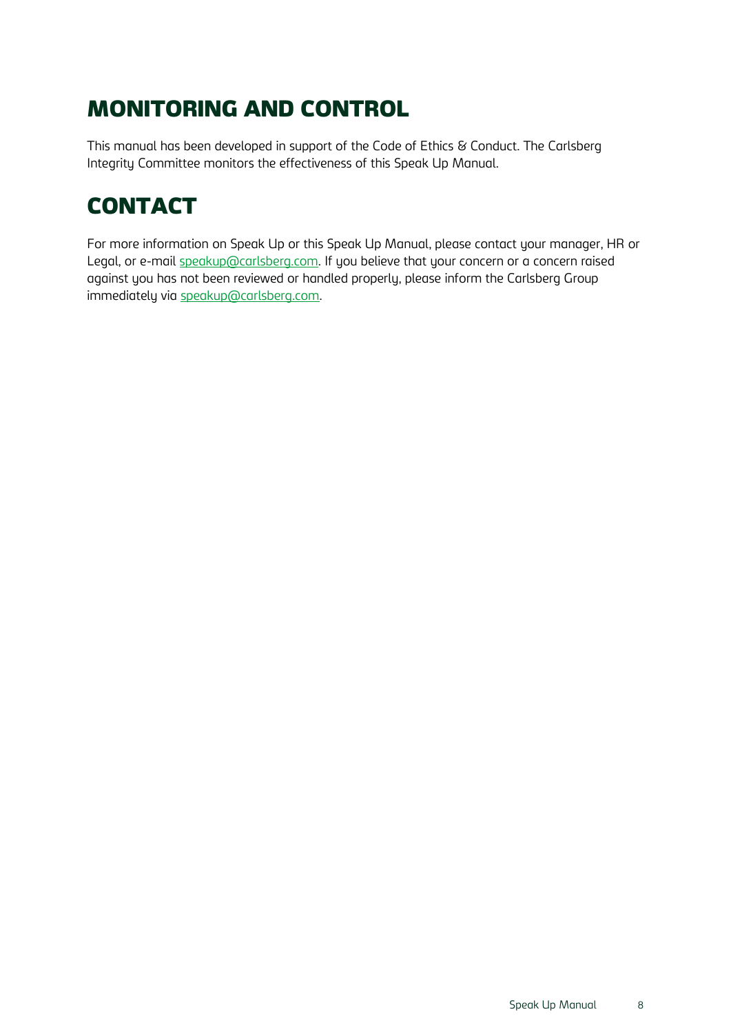# MONITORING AND CONTROL

This manual has been developed in support of the Code of Ethics & Conduct. The Carlsberg Integrity Committee monitors the effectiveness of this Speak Up Manual.

# CONTACT

For more information on Speak Up or this Speak Up Manual, please contact your manager, HR or Legal, or e-mail speakup@carlsberg.com. If you believe that your concern or a concern raised against you has not been reviewed or handled properly, please inform the Carlsberg Group immediately via speakup@carlsberg.com.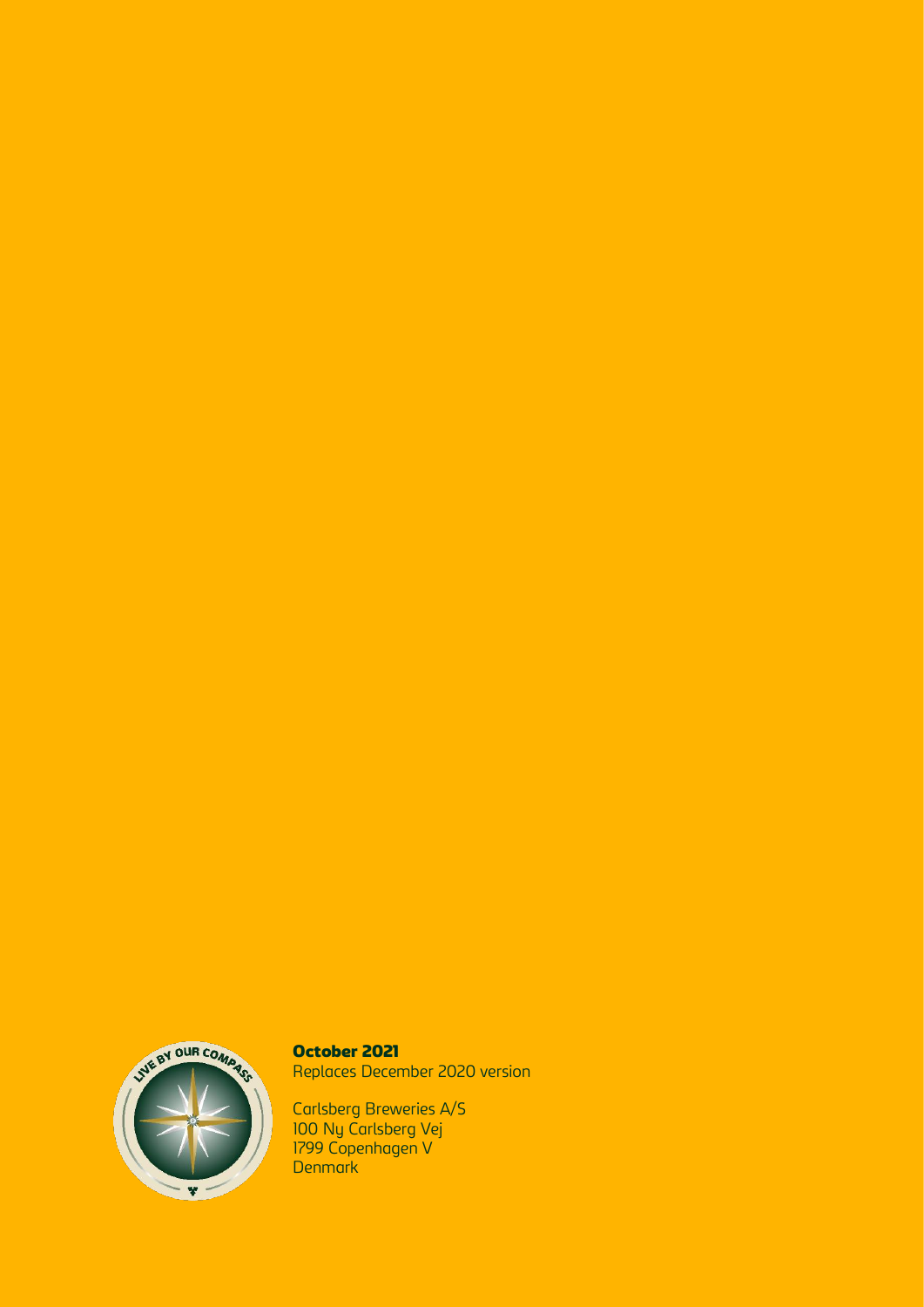**October 2021**
Replaces December 2020 version

Carlsberg Breweries A/S
100 Ny Carlsberg Vej
1799 Copenhagen V
Denmark